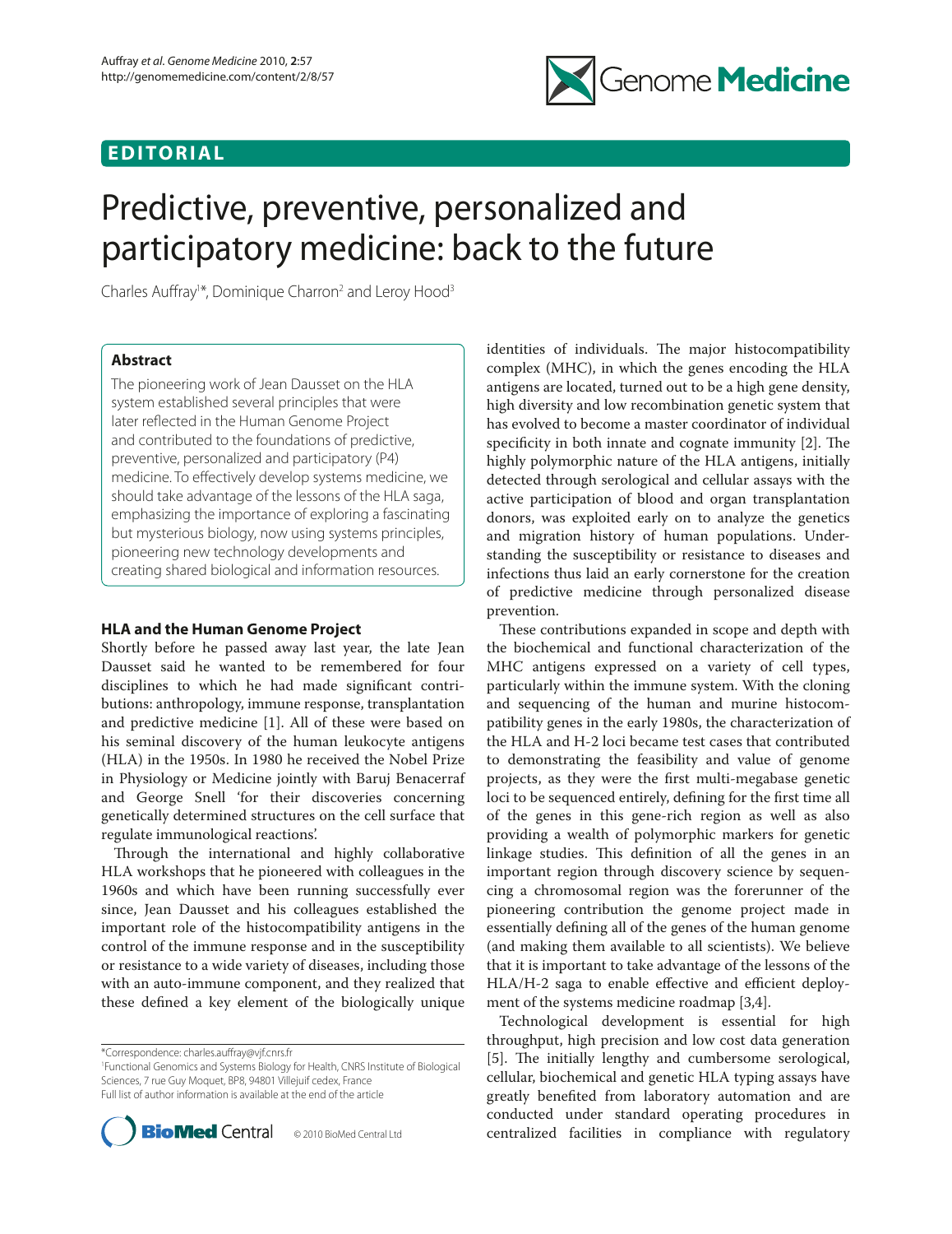EDITORIAL

# Predictive, preventive, personalized and participatory medicine: back to the future

Charles Auffray[1]*, Dominique Charron[2] and Leroy Hood[3]

## Abstract

The pioneering work of Jean Dausset on the HLA system established several principles that were later reflected in the Human Genome Project and contributed to the foundations of predictive, preventive, personalized and participatory (P4) medicine. To effectively develop systems medicine, we should take advantage of the lessons of the HLA saga, emphasizing the importance of exploring a fascinating but mysterious biology, now using systems principles, pioneering new technology developments and creating shared biological and information resources.

## HLA and the Human Genome Project

Shortly before he passed away last year, the late Jean Dausset said he wanted to be remembered for four disciplines to which he had made significant contributions: anthropology, immune response, transplantation and predictive medicine [1]. All of these were based on his seminal discovery of the human leukocyte antigens (HLA) in the 1950s. In 1980 he received the Nobel Prize in Physiology or Medicine jointly with Baruj Benacerraf and George Snell 'for their discoveries concerning genetically determined structures on the cell surface that regulate immunological reactions'.

Through the international and highly collaborative HLA workshops that he pioneered with colleagues in the 1960s and which have been running successfully ever since, Jean Dausset and his colleagues established the important role of the histocompatibility antigens in the control of the immune response and in the susceptibility or resistance to a wide variety of diseases, including those with an auto-immune component, and they realized that these defined a key element of the biologically unique identities of individuals. The major histocompatibility complex (MHC), in which the genes encoding the HLA antigens are located, turned out to be a high gene density, high diversity and low recombination genetic system that has evolved to become a master coordinator of individual specificity in both innate and cognate immunity [2]. The highly polymorphic nature of the HLA antigens, initially detected through serological and cellular assays with the active participation of blood and organ transplantation donors, was exploited early on to analyze the genetics and migration history of human populations. Understanding the susceptibility or resistance to diseases and infections thus laid an early cornerstone for the creation of predictive medicine through personalized disease prevention.

These contributions expanded in scope and depth with the biochemical and functional characterization of the MHC antigens expressed on a variety of cell types, particularly within the immune system. With the cloning and sequencing of the human and murine histocompatibility genes in the early 1980s, the characterization of the HLA and H-2 loci became test cases that contributed to demonstrating the feasibility and value of genome projects, as they were the first multi-megabase genetic loci to be sequenced entirely, defining for the first time all of the genes in this gene-rich region as well as also providing a wealth of polymorphic markers for genetic linkage studies. This definition of all the genes in an important region through discovery science by sequencing a chromosomal region was the forerunner of the pioneering contribution the genome project made in essentially defining all of the genes of the human genome (and making them available to all scientists). We believe that it is important to take advantage of the lessons of the HLA/H-2 saga to enable effective and efficient deployment of the systems medicine roadmap [3,4].

Technological development is essential for high throughput, high precision and low cost data generation [5]. The initially lengthy and cumbersome serological, cellular, biochemical and genetic HLA typing assays have greatly benefited from laboratory automation and are conducted under standard operating procedures in centralized facilities in compliance with regulatory

*Correspondence: charles.auffray@vjf.cnrs.fr
[1]Functional Genomics and Systems Biology for Health, CNRS Institute of Biological Sciences, 7 rue Guy Moquet, BP8, 94801 Villejuif cedex, France
Full list of author information is available at the end of the article

© 2010 BioMed Central Ltd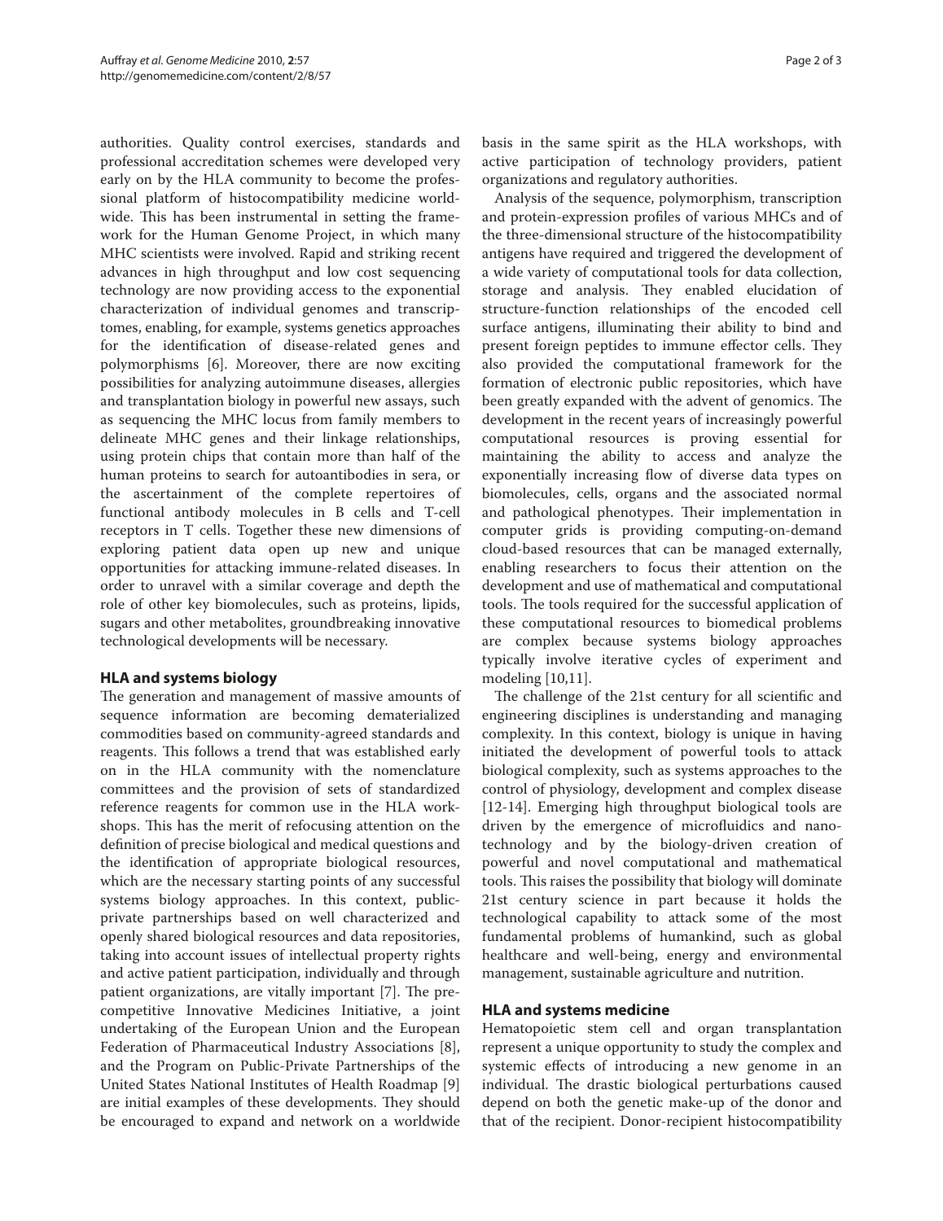authorities. Quality control exercises, standards and professional accreditation schemes were developed very early on by the HLA community to become the professional platform of histocompatibility medicine worldwide. This has been instrumental in setting the framework for the Human Genome Project, in which many MHC scientists were involved. Rapid and striking recent advances in high throughput and low cost sequencing technology are now providing access to the exponential characterization of individual genomes and transcriptomes, enabling, for example, systems genetics approaches for the identification of disease-related genes and polymorphisms [6]. Moreover, there are now exciting possibilities for analyzing autoimmune diseases, allergies and transplantation biology in powerful new assays, such as sequencing the MHC locus from family members to delineate MHC genes and their linkage relationships, using protein chips that contain more than half of the human proteins to search for autoantibodies in sera, or the ascertainment of the complete repertoires of functional antibody molecules in B cells and T-cell receptors in T cells. Together these new dimensions of exploring patient data open up new and unique opportunities for attacking immune-related diseases. In order to unravel with a similar coverage and depth the role of other key biomolecules, such as proteins, lipids, sugars and other metabolites, groundbreaking innovative technological developments will be necessary.

## HLA and systems biology

The generation and management of massive amounts of sequence information are becoming dematerialized commodities based on community-agreed standards and reagents. This follows a trend that was established early on in the HLA community with the nomenclature committees and the provision of sets of standardized reference reagents for common use in the HLA workshops. This has the merit of refocusing attention on the definition of precise biological and medical questions and the identification of appropriate biological resources, which are the necessary starting points of any successful systems biology approaches. In this context, public-private partnerships based on well characterized and openly shared biological resources and data repositories, taking into account issues of intellectual property rights and active patient participation, individually and through patient organizations, are vitally important [7]. The pre-competitive Innovative Medicines Initiative, a joint undertaking of the European Union and the European Federation of Pharmaceutical Industry Associations [8], and the Program on Public-Private Partnerships of the United States National Institutes of Health Roadmap [9] are initial examples of these developments. They should be encouraged to expand and network on a worldwide basis in the same spirit as the HLA workshops, with active participation of technology providers, patient organizations and regulatory authorities.

Analysis of the sequence, polymorphism, transcription and protein-expression profiles of various MHCs and of the three-dimensional structure of the histocompatibility antigens have required and triggered the development of a wide variety of computational tools for data collection, storage and analysis. They enabled elucidation of structure-function relationships of the encoded cell surface antigens, illuminating their ability to bind and present foreign peptides to immune effector cells. They also provided the computational framework for the formation of electronic public repositories, which have been greatly expanded with the advent of genomics. The development in the recent years of increasingly powerful computational resources is proving essential for maintaining the ability to access and analyze the exponentially increasing flow of diverse data types on biomolecules, cells, organs and the associated normal and pathological phenotypes. Their implementation in computer grids is providing computing-on-demand cloud-based resources that can be managed externally, enabling researchers to focus their attention on the development and use of mathematical and computational tools. The tools required for the successful application of these computational resources to biomedical problems are complex because systems biology approaches typically involve iterative cycles of experiment and modeling [10,11].

The challenge of the 21st century for all scientific and engineering disciplines is understanding and managing complexity. In this context, biology is unique in having initiated the development of powerful tools to attack biological complexity, such as systems approaches to the control of physiology, development and complex disease [12-14]. Emerging high throughput biological tools are driven by the emergence of microfluidics and nanotechnology and by the biology-driven creation of powerful and novel computational and mathematical tools. This raises the possibility that biology will dominate 21st century science in part because it holds the technological capability to attack some of the most fundamental problems of humankind, such as global healthcare and well-being, energy and environmental management, sustainable agriculture and nutrition.

## HLA and systems medicine

Hematopoietic stem cell and organ transplantation represent a unique opportunity to study the complex and systemic effects of introducing a new genome in an individual. The drastic biological perturbations caused depend on both the genetic make-up of the donor and that of the recipient. Donor-recipient histocompatibility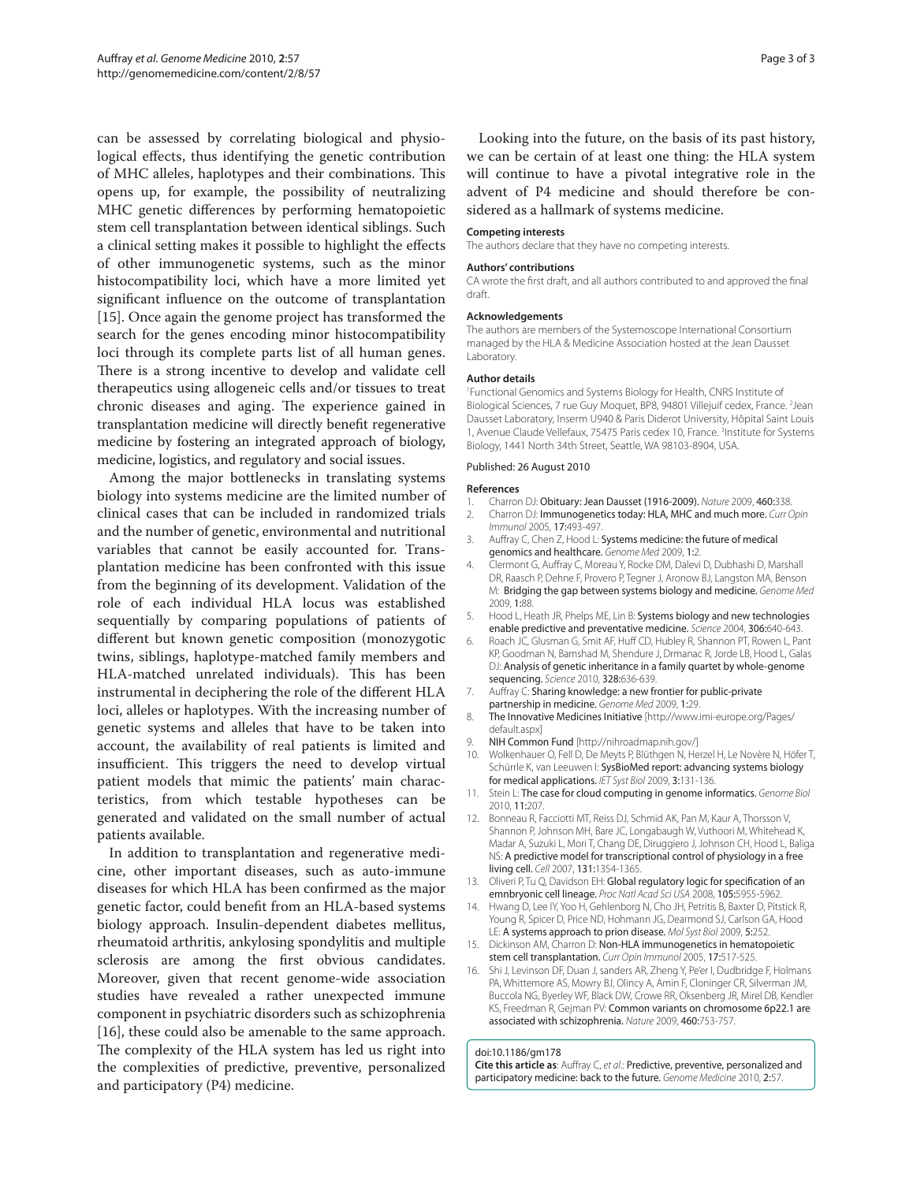can be assessed by correlating biological and physiological effects, thus identifying the genetic contribution of MHC alleles, haplotypes and their combinations. This opens up, for example, the possibility of neutralizing MHC genetic differences by performing hematopoietic stem cell transplantation between identical siblings. Such a clinical setting makes it possible to highlight the effects of other immunogenetic systems, such as the minor histocompatibility loci, which have a more limited yet significant influence on the outcome of transplantation [15]. Once again the genome project has transformed the search for the genes encoding minor histocompatibility loci through its complete parts list of all human genes. There is a strong incentive to develop and validate cell therapeutics using allogeneic cells and/or tissues to treat chronic diseases and aging. The experience gained in transplantation medicine will directly benefit regenerative medicine by fostering an integrated approach of biology, medicine, logistics, and regulatory and social issues.

Among the major bottlenecks in translating systems biology into systems medicine are the limited number of clinical cases that can be included in randomized trials and the number of genetic, environmental and nutritional variables that cannot be easily accounted for. Transplantation medicine has been confronted with this issue from the beginning of its development. Validation of the role of each individual HLA locus was established sequentially by comparing populations of patients of different but known genetic composition (monozygotic twins, siblings, haplotype-matched family members and HLA-matched unrelated individuals). This has been instrumental in deciphering the role of the different HLA loci, alleles or haplotypes. With the increasing number of genetic systems and alleles that have to be taken into account, the availability of real patients is limited and insufficient. This triggers the need to develop virtual patient models that mimic the patients' main characteristics, from which testable hypotheses can be generated and validated on the small number of actual patients available.

In addition to transplantation and regenerative medicine, other important diseases, such as auto-immune diseases for which HLA has been confirmed as the major genetic factor, could benefit from an HLA-based systems biology approach. Insulin-dependent diabetes mellitus, rheumatoid arthritis, ankylosing spondylitis and multiple sclerosis are among the first obvious candidates. Moreover, given that recent genome-wide association studies have revealed a rather unexpected immune component in psychiatric disorders such as schizophrenia [16], these could also be amenable to the same approach. The complexity of the HLA system has led us right into the complexities of predictive, preventive, personalized and participatory (P4) medicine.

Looking into the future, on the basis of its past history, we can be certain of at least one thing: the HLA system will continue to have a pivotal integrative role in the advent of P4 medicine and should therefore be considered as a hallmark of systems medicine.

#### Competing interests

The authors declare that they have no competing interests.

#### Authors' contributions

CA wrote the first draft, and all authors contributed to and approved the final draft.

#### Acknowledgements

The authors are members of the Systemoscope International Consortium managed by the HLA & Medicine Association hosted at the Jean Dausset Laboratory.

#### Author details

[1]Functional Genomics and Systems Biology for Health, CNRS Institute of Biological Sciences, 7 rue Guy Moquet, BP8, 94801 Villejuif cedex, France. [2]Jean Dausset Laboratory, Inserm U940 & Paris Diderot University, Hôpital Saint Louis 1, Avenue Claude Vellefaux, 75475 Paris cedex 10, France. [3]Institute for Systems Biology, 1441 North 34th Street, Seattle, WA 98103-8904, USA.

Published: 26 August 2010

#### References

1. Charron DJ: **Obituary: Jean Dausset (1916-2009).** *Nature* 2009, **460:**338.
2. Charron DJ: **Immunogenetics today: HLA, MHC and much more.** *Curr Opin Immunol* 2005, **17:**493-497.
3. Auffray C, Chen Z, Hood L: **Systems medicine: the future of medical genomics and healthcare.** *Genome Med* 2009, **1:**2.
4. Clermont G, Auffray C, Moreau Y, Rocke DM, Dalevi D, Dubhashi D, Marshall DR, Raasch P, Dehne F, Provero P, Tegner J, Aronow BJ, Langston MA, Benson M: **Bridging the gap between systems biology and medicine.** *Genome Med* 2009, **1:**88.
5. Hood L, Heath JR, Phelps ME, Lin B: **Systems biology and new technologies enable predictive and preventative medicine.** *Science* 2004, **306:**640-643.
6. Roach JC, Glusman G, Smit AF, Huff CD, Hubley R, Shannon PT, Rowen L, Pant KP, Goodman N, Bamshad M, Shendure J, Drmanac R, Jorde LB, Hood L, Galas DJ: **Analysis of genetic inheritance in a family quartet by whole-genome sequencing.** *Science* 2010, **328:**636-639.
7. Auffray C: **Sharing knowledge: a new frontier for public-private partnership in medicine.** *Genome Med* 2009, **1:**29.
8. **The Innovative Medicines Initiative** [http://www.imi-europe.org/Pages/default.aspx]
9. **NIH Common Fund** [http://nihroadmap.nih.gov/]
10. Wolkenhauer O, Fell D, De Meyts P, Blüthgen N, Herzel H, Le Novère N, Höfer T, Schürrle K, van Leeuwen I: **SysBioMed report: advancing systems biology for medical applications.** *IET Syst Biol* 2009, **3:**131-136.
11. Stein L: **The case for cloud computing in genome informatics.** *Genome Biol* 2010, **11:**207.
12. Bonneau R, Facciotti MT, Reiss DJ, Schmid AK, Pan M, Kaur A, Thorsson V, Shannon P, Johnson MH, Bare JC, Longabaugh W, Vuthoori M, Whitehead K, Madar A, Suzuki L, Mori T, Chang DE, Diruggiero J, Johnson CH, Hood L, Baliga NS: **A predictive model for transcriptional control of physiology in a free living cell.** *Cell* 2007, **131:**1354-1365.
13. Oliveri P, Tu Q, Davidson EH: **Global regulatory logic for specification of an emnbryonic cell lineage.** *Proc Natl Acad Sci USA* 2008, **105:**5955-5962.
14. Hwang D, Lee IY, Yoo H, Gehlenborg N, Cho JH, Petritis B, Baxter D, Pitstick R, Young R, Spicer D, Price ND, Hohmann JG, Dearmond SJ, Carlson GA, Hood LE: **A systems approach to prion disease.** *Mol Syst Biol* 2009, **5:**252.
15. Dickinson AM, Charron D: **Non-HLA immunogenetics in hematopoietic stem cell transplantation.** *Curr Opin Immunol* 2005, **17:**517-525.
16. Shi J, Levinson DF, Duan J, sanders AR, Zheng Y, Pe'er I, Dudbridge F, Holmans PA, Whittemore AS, Mowry BJ, Olincy A, Amin F, Cloninger CR, Silverman JM, Buccola NG, Byerley WF, Black DW, Crowe RR, Oksenberg JR, Mirel DB, Kendler KS, Freedman R, Gejman PV: **Common variants on chromosome 6p22.1 are associated with schizophrenia.** *Nature* 2009, **460:**753-757.

doi:10.1186/gm178

**Cite this article as**: Auffray C, *et al.*: **Predictive, preventive, personalized and participatory medicine: back to the future.** *Genome Medicine* 2010, **2:**57.